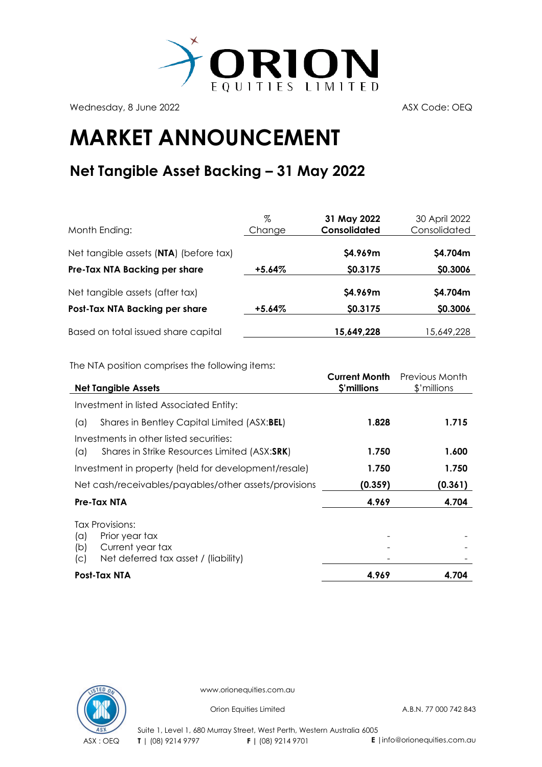ORION EQUITIES LIMITED

Wednesday, 8 June 2022

ASX Code: OEQ

# MARKET ANNOUNCEMENT

## Net Tangible Asset Backing – 31 May 2022

| Month Ending: | % Change | **31 May 2022 Consolidated** | 30 April 2022 Consolidated |
|---|---|---|---|
| Net tangible assets (**NTA**) (before tax) | | **$4.969m** | **$4.704m** |
| **Pre-Tax NTA Backing per share** | **+5.64%** | **$0.3175** | **$0.3006** |
| Net tangible assets (after tax) | | **$4.969m** | **$4.704m** |
| **Post-Tax NTA Backing per share** | **+5.64%** | **$0.3175** | **$0.3006** |
| Based on total issued share capital | | **15,649,228** | 15,649,228 |

The NTA position comprises the following items:

| **Net Tangible Assets** | **Current Month $'millions** | Previous Month $'millions |
|---|---|---|
| Investment in listed Associated Entity: | | |
| (a) Shares in Bentley Capital Limited (ASX:**BEL**) | **1.828** | **1.715** |
| Investments in other listed securities: | | |
| (a) Shares in Strike Resources Limited (ASX:**SRK**) | **1.750** | **1.600** |
| Investment in property (held for development/resale) | **1.750** | **1.750** |
| Net cash/receivables/payables/other assets/provisions | **(0.359)** | **(0.361)** |
| **Pre-Tax NTA** | **4.969** | **4.704** |
| Tax Provisions: | | |
| (a) Prior year tax | - | - |
| (b) Current year tax | - | - |
| (c) Net deferred tax asset / (liability) | - | - |
| **Post-Tax NTA** | **4.969** | **4.704** |

www.orionequities.com.au

Orion Equities Limited A.B.N. 77 000 742 843

Suite 1, Level 1, 680 Murray Street, West Perth, Western Australia 6005

ASX : OEQ **T** | (08) 9214 9797 **F** | (08) 9214 9701 **E** | info@orionequities.com.au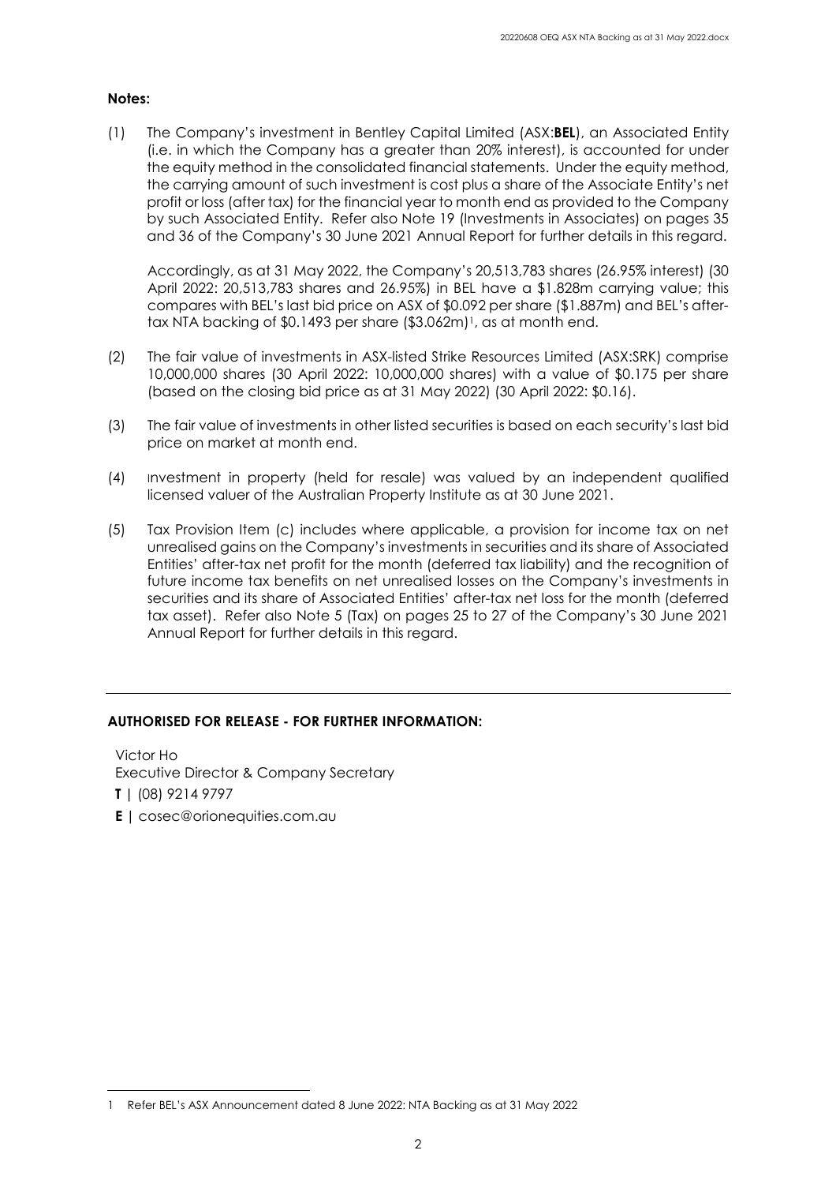**Notes:**

(1) The Company's investment in Bentley Capital Limited (ASX:**BEL**), an Associated Entity (i.e. in which the Company has a greater than 20% interest), is accounted for under the equity method in the consolidated financial statements. Under the equity method, the carrying amount of such investment is cost plus a share of the Associate Entity's net profit or loss (after tax) for the financial year to month end as provided to the Company by such Associated Entity. Refer also Note 19 (Investments in Associates) on pages 35 and 36 of the Company's 30 June 2021 Annual Report for further details in this regard.

Accordingly, as at 31 May 2022, the Company's 20,513,783 shares (26.95% interest) (30 April 2022: 20,513,783 shares and 26.95%) in BEL have a $1.828m carrying value; this compares with BEL's last bid price on ASX of $0.092 per share ($1.887m) and BEL's after-tax NTA backing of $0.1493 per share ($3.062m)[1], as at month end.

(2) The fair value of investments in ASX-listed Strike Resources Limited (ASX:SRK) comprise 10,000,000 shares (30 April 2022: 10,000,000 shares) with a value of $0.175 per share (based on the closing bid price as at 31 May 2022) (30 April 2022: $0.16).

(3) The fair value of investments in other listed securities is based on each security's last bid price on market at month end.

(4) Investment in property (held for resale) was valued by an independent qualified licensed valuer of the Australian Property Institute as at 30 June 2021.

(5) Tax Provision Item (c) includes where applicable, a provision for income tax on net unrealised gains on the Company's investments in securities and its share of Associated Entities' after-tax net profit for the month (deferred tax liability) and the recognition of future income tax benefits on net unrealised losses on the Company's investments in securities and its share of Associated Entities' after-tax net loss for the month (deferred tax asset). Refer also Note 5 (Tax) on pages 25 to 27 of the Company's 30 June 2021 Annual Report for further details in this regard.

---

**AUTHORISED FOR RELEASE - FOR FURTHER INFORMATION:**

Victor Ho
Executive Director & Company Secretary
**T** | (08) 9214 9797
**E** | cosec@orionequities.com.au

[1] Refer BEL's ASX Announcement dated 8 June 2022: NTA Backing as at 31 May 2022